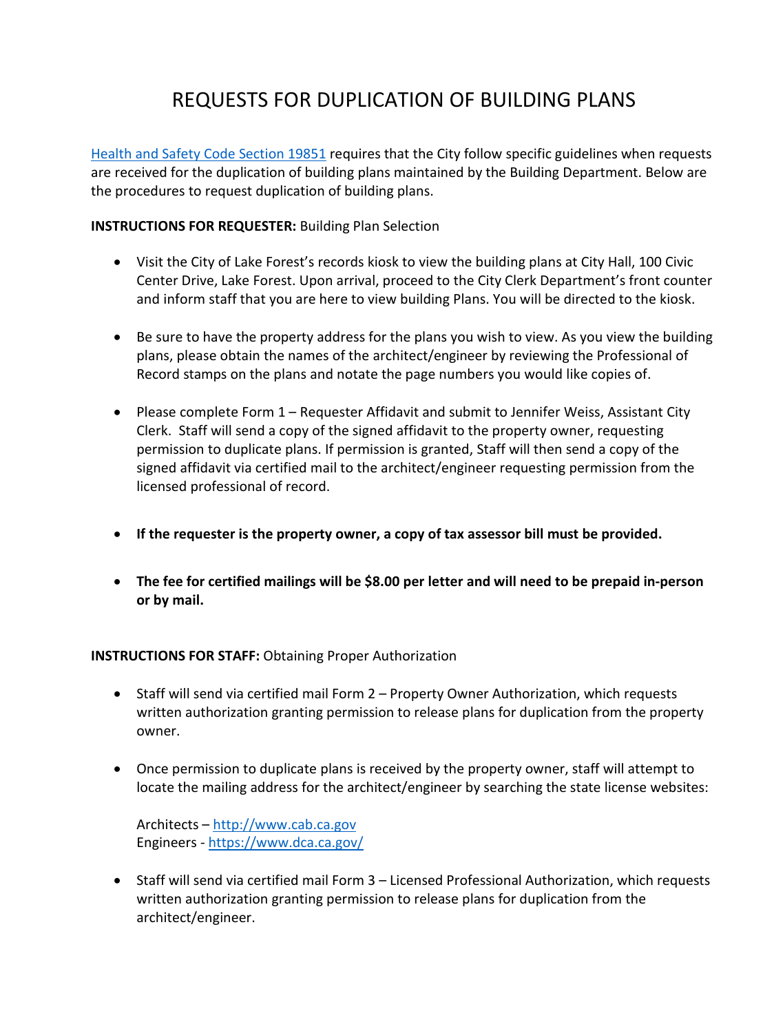# REQUESTS FOR DUPLICATION OF BUILDING PLANS

[Health and Safety Code Section 19851](#) requires that the City follow specific guidelines when requests are received for the duplication of building plans maintained by the Building Department. Below are the procedures to request duplication of building plans.

**INSTRUCTIONS FOR REQUESTER:** Building Plan Selection

- Visit the City of Lake Forest's records kiosk to view the building plans at City Hall, 100 Civic Center Drive, Lake Forest. Upon arrival, proceed to the City Clerk Department's front counter and inform staff that you are here to view building Plans. You will be directed to the kiosk.
- Be sure to have the property address for the plans you wish to view. As you view the building plans, please obtain the names of the architect/engineer by reviewing the Professional of Record stamps on the plans and notate the page numbers you would like copies of.
- Please complete Form 1 – Requester Affidavit and submit to Jennifer Weiss, Assistant City Clerk. Staff will send a copy of the signed affidavit to the property owner, requesting permission to duplicate plans. If permission is granted, Staff will then send a copy of the signed affidavit via certified mail to the architect/engineer requesting permission from the licensed professional of record.
- **If the requester is the property owner, a copy of tax assessor bill must be provided.**
- **The fee for certified mailings will be $8.00 per letter and will need to be prepaid in-person or by mail.**

**INSTRUCTIONS FOR STAFF:** Obtaining Proper Authorization

- Staff will send via certified mail Form 2 – Property Owner Authorization, which requests written authorization granting permission to release plans for duplication from the property owner.
- Once permission to duplicate plans is received by the property owner, staff will attempt to locate the mailing address for the architect/engineer by searching the state license websites:

  Architects – http://www.cab.ca.gov
  Engineers - https://www.dca.ca.gov/

- Staff will send via certified mail Form 3 – Licensed Professional Authorization, which requests written authorization granting permission to release plans for duplication from the architect/engineer.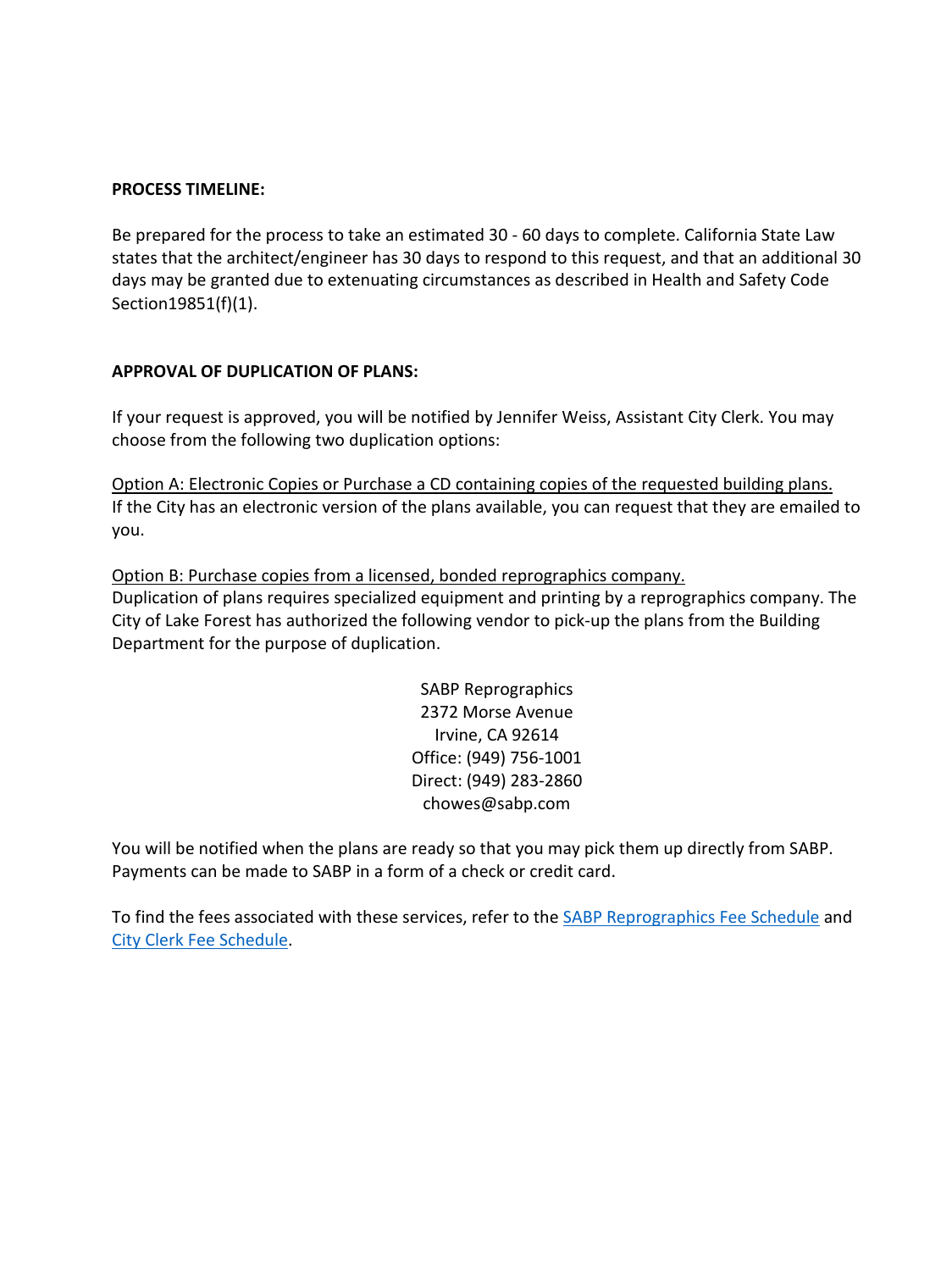**PROCESS TIMELINE:**

Be prepared for the process to take an estimated 30 - 60 days to complete. California State Law states that the architect/engineer has 30 days to respond to this request, and that an additional 30 days may be granted due to extenuating circumstances as described in Health and Safety Code Section19851(f)(1).

**APPROVAL OF DUPLICATION OF PLANS:**

If your request is approved, you will be notified by Jennifer Weiss, Assistant City Clerk. You may choose from the following two duplication options:

Option A: Electronic Copies or Purchase a CD containing copies of the requested building plans.
If the City has an electronic version of the plans available, you can request that they are emailed to you.

Option B: Purchase copies from a licensed, bonded reprographics company.
Duplication of plans requires specialized equipment and printing by a reprographics company. The City of Lake Forest has authorized the following vendor to pick-up the plans from the Building Department for the purpose of duplication.

SABP Reprographics
2372 Morse Avenue
Irvine, CA 92614
Office: (949) 756-1001
Direct: (949) 283-2860
chowes@sabp.com

You will be notified when the plans are ready so that you may pick them up directly from SABP. Payments can be made to SABP in a form of a check or credit card.

To find the fees associated with these services, refer to the SABP Reprographics Fee Schedule and City Clerk Fee Schedule.